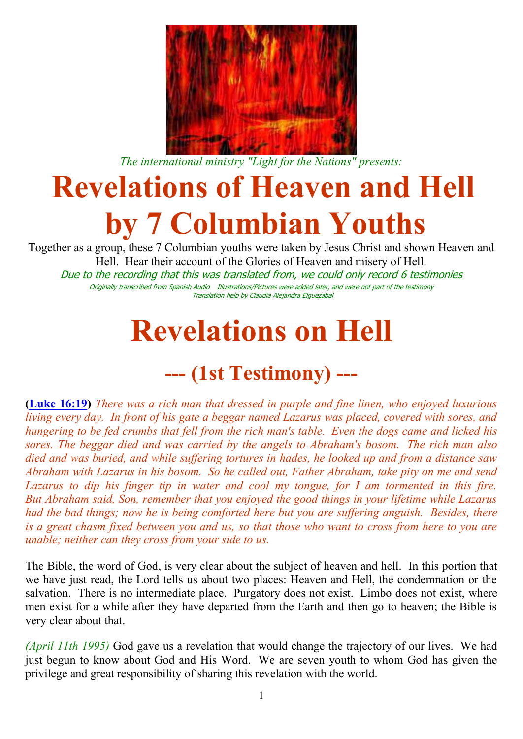*The international ministry "Light for the Nations" presents:*

# Revelations of Heaven and Hell by 7 Columbian Youths

Together as a group, these 7 Columbian youths were taken by Jesus Christ and shown Heaven and Hell. Hear their account of the Glories of Heaven and misery of Hell.

*Due to the recording that this was translated from, we could only record 6 testimonies*

Originally transcribed from Spanish Audio    Illustrations/Pictures were added later, and were not part of the testimony

Translation help by Claudia Alejandra Elguezabal

# Revelations on Hell

## --- (1st Testimony) ---

**(Luke 16:19)** *There was a rich man that dressed in purple and fine linen, who enjoyed luxurious living every day. In front of his gate a beggar named Lazarus was placed, covered with sores, and hungering to be fed crumbs that fell from the rich man's table. Even the dogs came and licked his sores. The beggar died and was carried by the angels to Abraham's bosom. The rich man also died and was buried, and while suffering tortures in hades, he looked up and from a distance saw Abraham with Lazarus in his bosom. So he called out, Father Abraham, take pity on me and send Lazarus to dip his finger tip in water and cool my tongue, for I am tormented in this fire. But Abraham said, Son, remember that you enjoyed the good things in your lifetime while Lazarus had the bad things; now he is being comforted here but you are suffering anguish. Besides, there is a great chasm fixed between you and us, so that those who want to cross from here to you are unable; neither can they cross from your side to us.*

The Bible, the word of God, is very clear about the subject of heaven and hell. In this portion that we have just read, the Lord tells us about two places: Heaven and Hell, the condemnation or the salvation. There is no intermediate place. Purgatory does not exist. Limbo does not exist, where men exist for a while after they have departed from the Earth and then go to heaven; the Bible is very clear about that.

*(April 11th 1995)* God gave us a revelation that would change the trajectory of our lives. We had just begun to know about God and His Word. We are seven youth to whom God has given the privilege and great responsibility of sharing this revelation with the world.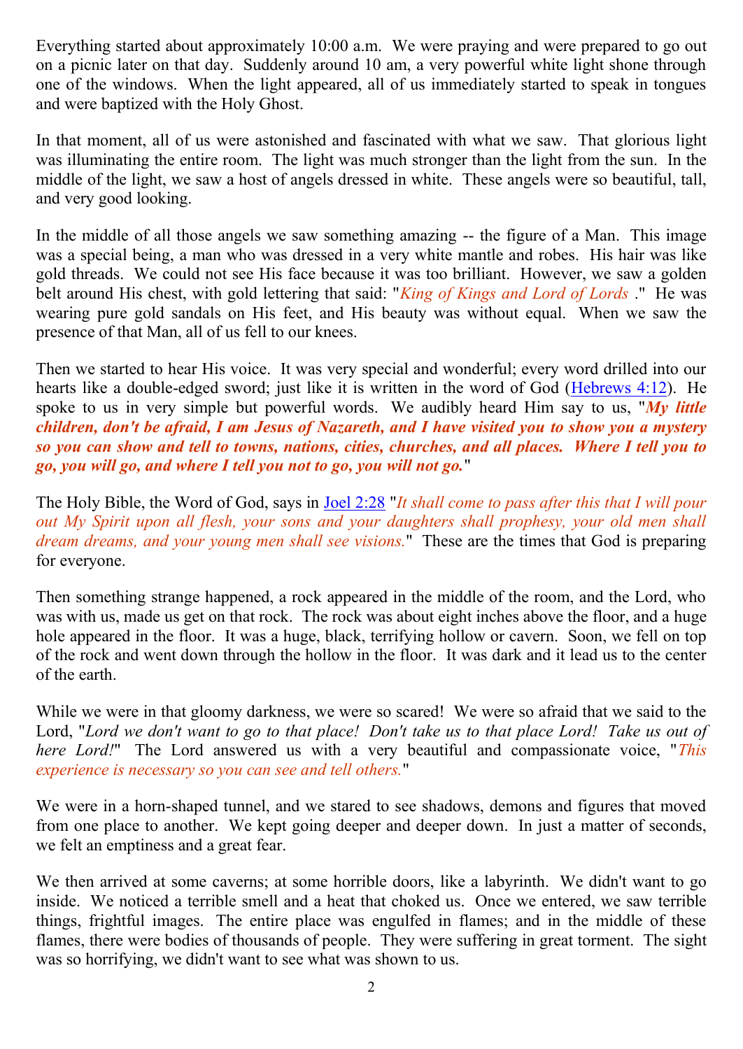Everything started about approximately 10:00 a.m. We were praying and were prepared to go out on a picnic later on that day. Suddenly around 10 am, a very powerful white light shone through one of the windows. When the light appeared, all of us immediately started to speak in tongues and were baptized with the Holy Ghost.

In that moment, all of us were astonished and fascinated with what we saw. That glorious light was illuminating the entire room. The light was much stronger than the light from the sun. In the middle of the light, we saw a host of angels dressed in white. These angels were so beautiful, tall, and very good looking.

In the middle of all those angels we saw something amazing -- the figure of a Man. This image was a special being, a man who was dressed in a very white mantle and robes. His hair was like gold threads. We could not see His face because it was too brilliant. However, we saw a golden belt around His chest, with gold lettering that said: "*King of Kings and Lord of Lords* ." He was wearing pure gold sandals on His feet, and His beauty was without equal. When we saw the presence of that Man, all of us fell to our knees.

Then we started to hear His voice. It was very special and wonderful; every word drilled into our hearts like a double-edged sword; just like it is written in the word of God (Hebrews 4:12). He spoke to us in very simple but powerful words. We audibly heard Him say to us, "***My little children, don't be afraid, I am Jesus of Nazareth, and I have visited you to show you a mystery so you can show and tell to towns, nations, cities, churches, and all places. Where I tell you to go, you will go, and where I tell you not to go, you will not go.***"

The Holy Bible, the Word of God, says in Joel 2:28 "*It shall come to pass after this that I will pour out My Spirit upon all flesh, your sons and your daughters shall prophesy, your old men shall dream dreams, and your young men shall see visions.*" These are the times that God is preparing for everyone.

Then something strange happened, a rock appeared in the middle of the room, and the Lord, who was with us, made us get on that rock. The rock was about eight inches above the floor, and a huge hole appeared in the floor. It was a huge, black, terrifying hollow or cavern. Soon, we fell on top of the rock and went down through the hollow in the floor. It was dark and it lead us to the center of the earth.

While we were in that gloomy darkness, we were so scared! We were so afraid that we said to the Lord, "*Lord we don't want to go to that place! Don't take us to that place Lord! Take us out of here Lord!*" The Lord answered us with a very beautiful and compassionate voice, "*This experience is necessary so you can see and tell others.*"

We were in a horn-shaped tunnel, and we stared to see shadows, demons and figures that moved from one place to another. We kept going deeper and deeper down. In just a matter of seconds, we felt an emptiness and a great fear.

We then arrived at some caverns; at some horrible doors, like a labyrinth. We didn't want to go inside. We noticed a terrible smell and a heat that choked us. Once we entered, we saw terrible things, frightful images. The entire place was engulfed in flames; and in the middle of these flames, there were bodies of thousands of people. They were suffering in great torment. The sight was so horrifying, we didn't want to see what was shown to us.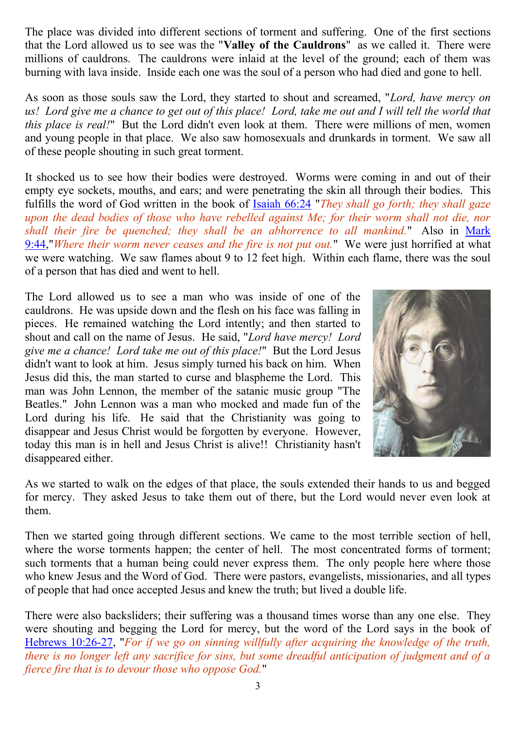The place was divided into different sections of torment and suffering. One of the first sections that the Lord allowed us to see was the "**Valley of the Cauldrons**" as we called it. There were millions of cauldrons. The cauldrons were inlaid at the level of the ground; each of them was burning with lava inside. Inside each one was the soul of a person who had died and gone to hell.

As soon as those souls saw the Lord, they started to shout and screamed, "*Lord, have mercy on us! Lord give me a chance to get out of this place! Lord, take me out and I will tell the world that this place is real!*" But the Lord didn't even look at them. There were millions of men, women and young people in that place. We also saw homosexuals and drunkards in torment. We saw all of these people shouting in such great torment.

It shocked us to see how their bodies were destroyed. Worms were coming in and out of their empty eye sockets, mouths, and ears; and were penetrating the skin all through their bodies. This fulfills the word of God written in the book of Isaiah 66:24 "*They shall go forth; they shall gaze upon the dead bodies of those who have rebelled against Me; for their worm shall not die, nor shall their fire be quenched; they shall be an abhorrence to all mankind.*" Also in Mark 9:44,"*Where their worm never ceases and the fire is not put out.*" We were just horrified at what we were watching. We saw flames about 9 to 12 feet high. Within each flame, there was the soul of a person that has died and went to hell.

The Lord allowed us to see a man who was inside of one of the cauldrons. He was upside down and the flesh on his face was falling in pieces. He remained watching the Lord intently; and then started to shout and call on the name of Jesus. He said, "*Lord have mercy! Lord give me a chance! Lord take me out of this place!*" But the Lord Jesus didn't want to look at him. Jesus simply turned his back on him. When Jesus did this, the man started to curse and blaspheme the Lord. This man was John Lennon, the member of the satanic music group "The Beatles." John Lennon was a man who mocked and made fun of the Lord during his life. He said that the Christianity was going to disappear and Jesus Christ would be forgotten by everyone. However, today this man is in hell and Jesus Christ is alive!! Christianity hasn't disappeared either.

As we started to walk on the edges of that place, the souls extended their hands to us and begged for mercy. They asked Jesus to take them out of there, but the Lord would never even look at them.

Then we started going through different sections. We came to the most terrible section of hell, where the worse torments happen; the center of hell. The most concentrated forms of torment; such torments that a human being could never express them. The only people here where those who knew Jesus and the Word of God. There were pastors, evangelists, missionaries, and all types of people that had once accepted Jesus and knew the truth; but lived a double life.

There were also backsliders; their suffering was a thousand times worse than any one else. They were shouting and begging the Lord for mercy, but the word of the Lord says in the book of Hebrews 10:26-27, "*For if we go on sinning willfully after acquiring the knowledge of the truth, there is no longer left any sacrifice for sins, but some dreadful anticipation of judgment and of a fierce fire that is to devour those who oppose God.*"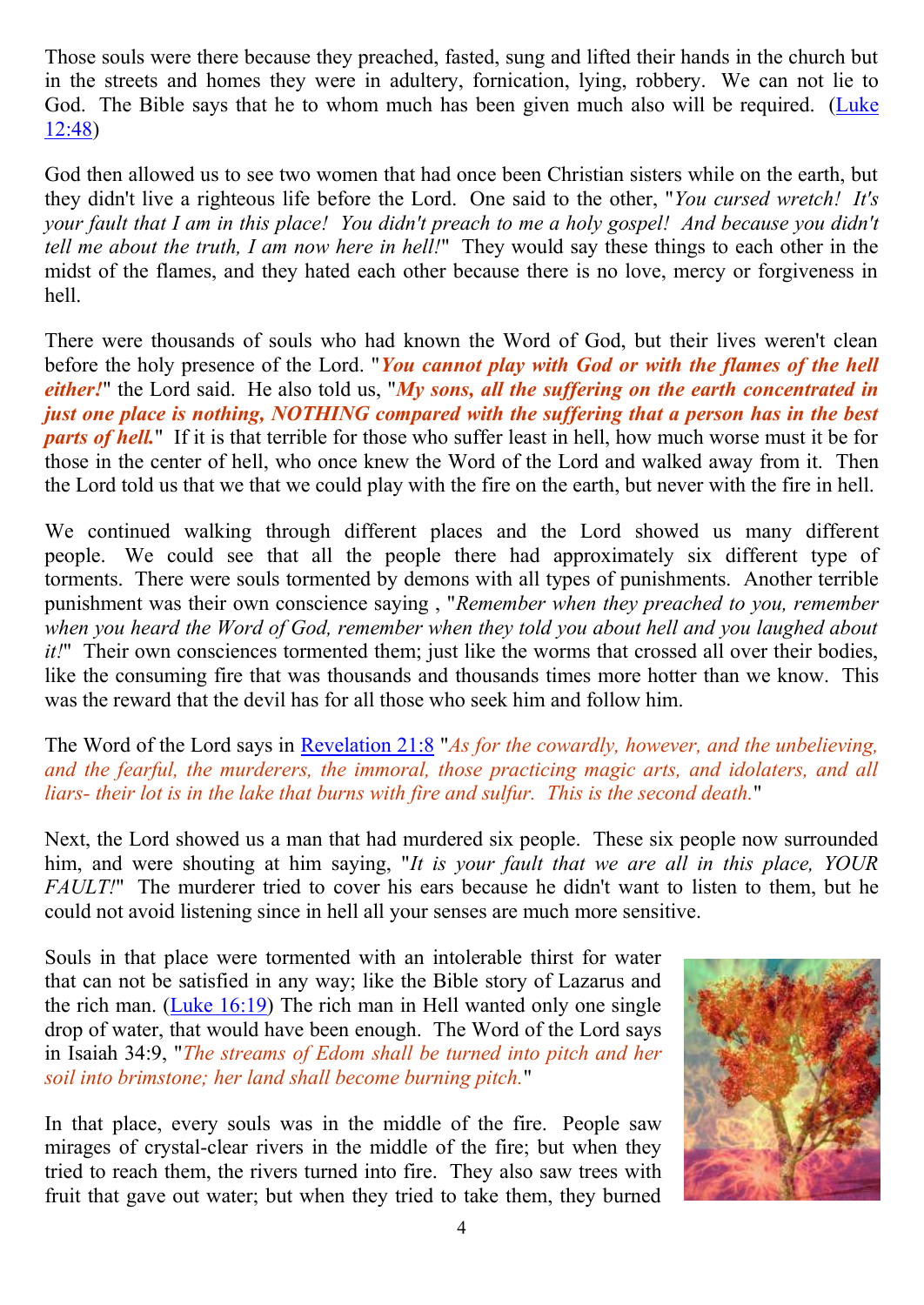Those souls were there because they preached, fasted, sung and lifted their hands in the church but in the streets and homes they were in adultery, fornication, lying, robbery. We can not lie to God. The Bible says that he to whom much has been given much also will be required. (Luke 12:48)

God then allowed us to see two women that had once been Christian sisters while on the earth, but they didn't live a righteous life before the Lord. One said to the other, "*You cursed wretch! It's your fault that I am in this place! You didn't preach to me a holy gospel! And because you didn't tell me about the truth, I am now here in hell!*" They would say these things to each other in the midst of the flames, and they hated each other because there is no love, mercy or forgiveness in hell.

There were thousands of souls who had known the Word of God, but their lives weren't clean before the holy presence of the Lord. "***You cannot play with God or with the flames of the hell either!***" the Lord said. He also told us, "***My sons, all the suffering on the earth concentrated in just one place is nothing, NOTHING compared with the suffering that a person has in the best parts of hell.***" If it is that terrible for those who suffer least in hell, how much worse must it be for those in the center of hell, who once knew the Word of the Lord and walked away from it. Then the Lord told us that we that we could play with the fire on the earth, but never with the fire in hell.

We continued walking through different places and the Lord showed us many different people. We could see that all the people there had approximately six different type of torments. There were souls tormented by demons with all types of punishments. Another terrible punishment was their own conscience saying , "*Remember when they preached to you, remember when you heard the Word of God, remember when they told you about hell and you laughed about it!*" Their own consciences tormented them; just like the worms that crossed all over their bodies, like the consuming fire that was thousands and thousands times more hotter than we know. This was the reward that the devil has for all those who seek him and follow him.

The Word of the Lord says in Revelation 21:8 "*As for the cowardly, however, and the unbelieving, and the fearful, the murderers, the immoral, those practicing magic arts, and idolaters, and all liars- their lot is in the lake that burns with fire and sulfur. This is the second death.*"

Next, the Lord showed us a man that had murdered six people. These six people now surrounded him, and were shouting at him saying, "*It is your fault that we are all in this place, YOUR FAULT!*" The murderer tried to cover his ears because he didn't want to listen to them, but he could not avoid listening since in hell all your senses are much more sensitive.

Souls in that place were tormented with an intolerable thirst for water that can not be satisfied in any way; like the Bible story of Lazarus and the rich man. (Luke 16:19) The rich man in Hell wanted only one single drop of water, that would have been enough. The Word of the Lord says in Isaiah 34:9, "*The streams of Edom shall be turned into pitch and her soil into brimstone; her land shall become burning pitch.*"

In that place, every souls was in the middle of the fire. People saw mirages of crystal-clear rivers in the middle of the fire; but when they tried to reach them, the rivers turned into fire. They also saw trees with fruit that gave out water; but when they tried to take them, they burned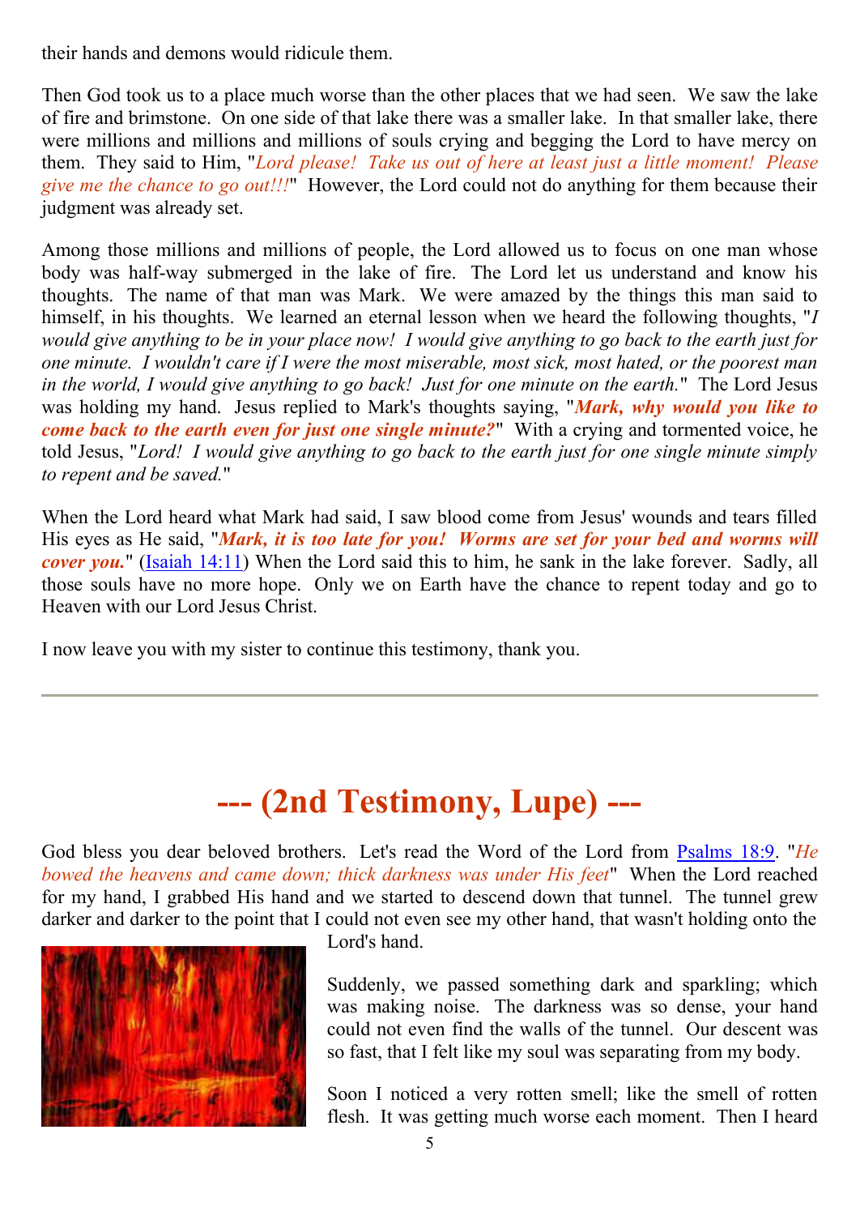their hands and demons would ridicule them.

Then God took us to a place much worse than the other places that we had seen. We saw the lake of fire and brimstone. On one side of that lake there was a smaller lake. In that smaller lake, there were millions and millions and millions of souls crying and begging the Lord to have mercy on them. They said to Him, "*Lord please! Take us out of here at least just a little moment! Please give me the chance to go out!!!*" However, the Lord could not do anything for them because their judgment was already set.

Among those millions and millions of people, the Lord allowed us to focus on one man whose body was half-way submerged in the lake of fire. The Lord let us understand and know his thoughts. The name of that man was Mark. We were amazed by the things this man said to himself, in his thoughts. We learned an eternal lesson when we heard the following thoughts, "*I would give anything to be in your place now! I would give anything to go back to the earth just for one minute. I wouldn't care if I were the most miserable, most sick, most hated, or the poorest man in the world, I would give anything to go back! Just for one minute on the earth.*" The Lord Jesus was holding my hand. Jesus replied to Mark's thoughts saying, "***Mark, why would you like to come back to the earth even for just one single minute?***" With a crying and tormented voice, he told Jesus, "*Lord! I would give anything to go back to the earth just for one single minute simply to repent and be saved.*"

When the Lord heard what Mark had said, I saw blood come from Jesus' wounds and tears filled His eyes as He said, "***Mark, it is too late for you! Worms are set for your bed and worms will cover you.***" (Isaiah 14:11) When the Lord said this to him, he sank in the lake forever. Sadly, all those souls have no more hope. Only we on Earth have the chance to repent today and go to Heaven with our Lord Jesus Christ.

I now leave you with my sister to continue this testimony, thank you.

---

# --- (2nd Testimony, Lupe) ---

God bless you dear beloved brothers. Let's read the Word of the Lord from Psalms 18:9. "*He bowed the heavens and came down; thick darkness was under His feet*" When the Lord reached for my hand, I grabbed His hand and we started to descend down that tunnel. The tunnel grew darker and darker to the point that I could not even see my other hand, that wasn't holding onto the Lord's hand.

Suddenly, we passed something dark and sparkling; which was making noise. The darkness was so dense, your hand could not even find the walls of the tunnel. Our descent was so fast, that I felt like my soul was separating from my body.

Soon I noticed a very rotten smell; like the smell of rotten flesh. It was getting much worse each moment. Then I heard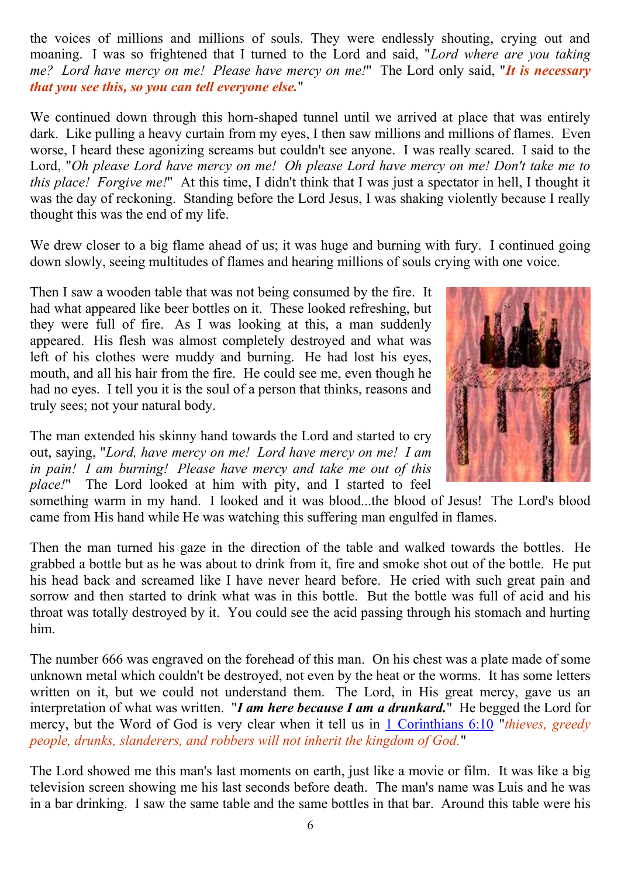the voices of millions and millions of souls. They were endlessly shouting, crying out and moaning. I was so frightened that I turned to the Lord and said, "*Lord where are you taking me? Lord have mercy on me! Please have mercy on me!*" The Lord only said, "***It is necessary that you see this, so you can tell everyone else.***"

We continued down through this horn-shaped tunnel until we arrived at place that was entirely dark. Like pulling a heavy curtain from my eyes, I then saw millions and millions of flames. Even worse, I heard these agonizing screams but couldn't see anyone. I was really scared. I said to the Lord, "*Oh please Lord have mercy on me! Oh please Lord have mercy on me! Don't take me to this place! Forgive me!*" At this time, I didn't think that I was just a spectator in hell, I thought it was the day of reckoning. Standing before the Lord Jesus, I was shaking violently because I really thought this was the end of my life.

We drew closer to a big flame ahead of us; it was huge and burning with fury. I continued going down slowly, seeing multitudes of flames and hearing millions of souls crying with one voice.

Then I saw a wooden table that was not being consumed by the fire. It had what appeared like beer bottles on it. These looked refreshing, but they were full of fire. As I was looking at this, a man suddenly appeared. His flesh was almost completely destroyed and what was left of his clothes were muddy and burning. He had lost his eyes, mouth, and all his hair from the fire. He could see me, even though he had no eyes. I tell you it is the soul of a person that thinks, reasons and truly sees; not your natural body.

The man extended his skinny hand towards the Lord and started to cry out, saying, "*Lord, have mercy on me! Lord have mercy on me! I am in pain! I am burning! Please have mercy and take me out of this place!*" The Lord looked at him with pity, and I started to feel something warm in my hand. I looked and it was blood...the blood of Jesus! The Lord's blood came from His hand while He was watching this suffering man engulfed in flames.

Then the man turned his gaze in the direction of the table and walked towards the bottles. He grabbed a bottle but as he was about to drink from it, fire and smoke shot out of the bottle. He put his head back and screamed like I have never heard before. He cried with such great pain and sorrow and then started to drink what was in this bottle. But the bottle was full of acid and his throat was totally destroyed by it. You could see the acid passing through his stomach and hurting him.

The number 666 was engraved on the forehead of this man. On his chest was a plate made of some unknown metal which couldn't be destroyed, not even by the heat or the worms. It has some letters written on it, but we could not understand them. The Lord, in His great mercy, gave us an interpretation of what was written. "***I am here because I am a drunkard.***" He begged the Lord for mercy, but the Word of God is very clear when it tell us in 1 Corinthians 6:10 "*thieves, greedy people, drunks, slanderers, and robbers will not inherit the kingdom of God.*"

The Lord showed me this man's last moments on earth, just like a movie or film. It was like a big television screen showing me his last seconds before death. The man's name was Luis and he was in a bar drinking. I saw the same table and the same bottles in that bar. Around this table were his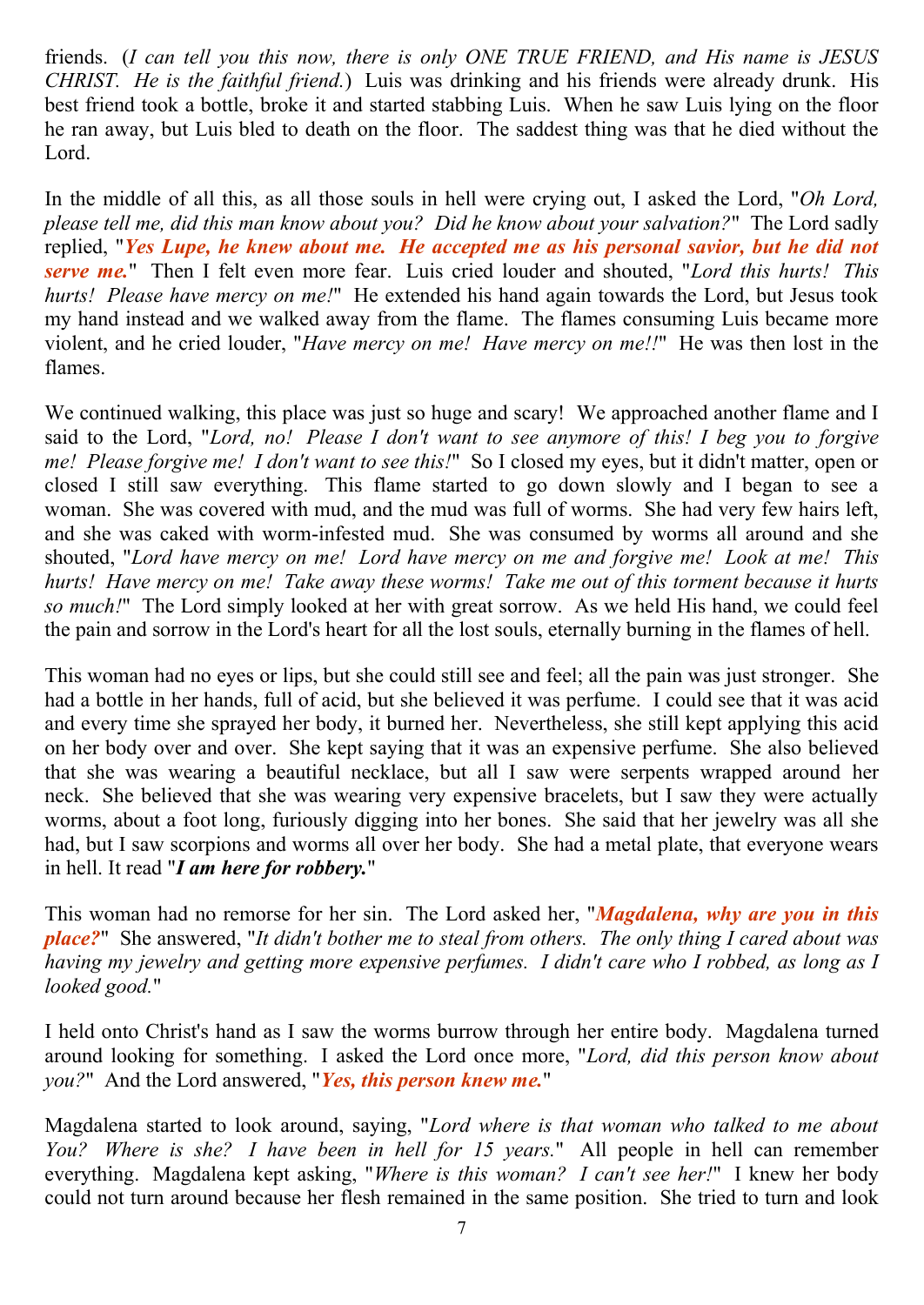friends. (*I can tell you this now, there is only ONE TRUE FRIEND, and His name is JESUS CHRIST. He is the faithful friend.*) Luis was drinking and his friends were already drunk. His best friend took a bottle, broke it and started stabbing Luis. When he saw Luis lying on the floor he ran away, but Luis bled to death on the floor. The saddest thing was that he died without the Lord.

In the middle of all this, as all those souls in hell were crying out, I asked the Lord, "*Oh Lord, please tell me, did this man know about you? Did he know about your salvation?*" The Lord sadly replied, "***Yes Lupe, he knew about me. He accepted me as his personal savior, but he did not serve me.***" Then I felt even more fear. Luis cried louder and shouted, "*Lord this hurts! This hurts! Please have mercy on me!*" He extended his hand again towards the Lord, but Jesus took my hand instead and we walked away from the flame. The flames consuming Luis became more violent, and he cried louder, "*Have mercy on me! Have mercy on me!!*" He was then lost in the flames.

We continued walking, this place was just so huge and scary! We approached another flame and I said to the Lord, "*Lord, no! Please I don't want to see anymore of this! I beg you to forgive me! Please forgive me! I don't want to see this!*" So I closed my eyes, but it didn't matter, open or closed I still saw everything. This flame started to go down slowly and I began to see a woman. She was covered with mud, and the mud was full of worms. She had very few hairs left, and she was caked with worm-infested mud. She was consumed by worms all around and she shouted, "*Lord have mercy on me! Lord have mercy on me and forgive me! Look at me! This hurts! Have mercy on me! Take away these worms! Take me out of this torment because it hurts so much!*" The Lord simply looked at her with great sorrow. As we held His hand, we could feel the pain and sorrow in the Lord's heart for all the lost souls, eternally burning in the flames of hell.

This woman had no eyes or lips, but she could still see and feel; all the pain was just stronger. She had a bottle in her hands, full of acid, but she believed it was perfume. I could see that it was acid and every time she sprayed her body, it burned her. Nevertheless, she still kept applying this acid on her body over and over. She kept saying that it was an expensive perfume. She also believed that she was wearing a beautiful necklace, but all I saw were serpents wrapped around her neck. She believed that she was wearing very expensive bracelets, but I saw they were actually worms, about a foot long, furiously digging into her bones. She said that her jewelry was all she had, but I saw scorpions and worms all over her body. She had a metal plate, that everyone wears in hell. It read "***I am here for robbery.***"

This woman had no remorse for her sin. The Lord asked her, "***Magdalena, why are you in this place?***" She answered, "*It didn't bother me to steal from others. The only thing I cared about was having my jewelry and getting more expensive perfumes. I didn't care who I robbed, as long as I looked good.*"

I held onto Christ's hand as I saw the worms burrow through her entire body. Magdalena turned around looking for something. I asked the Lord once more, "*Lord, did this person know about you?*" And the Lord answered, "***Yes, this person knew me.***"

Magdalena started to look around, saying, "*Lord where is that woman who talked to me about You? Where is she? I have been in hell for 15 years.*" All people in hell can remember everything. Magdalena kept asking, "*Where is this woman? I can't see her!*" I knew her body could not turn around because her flesh remained in the same position. She tried to turn and look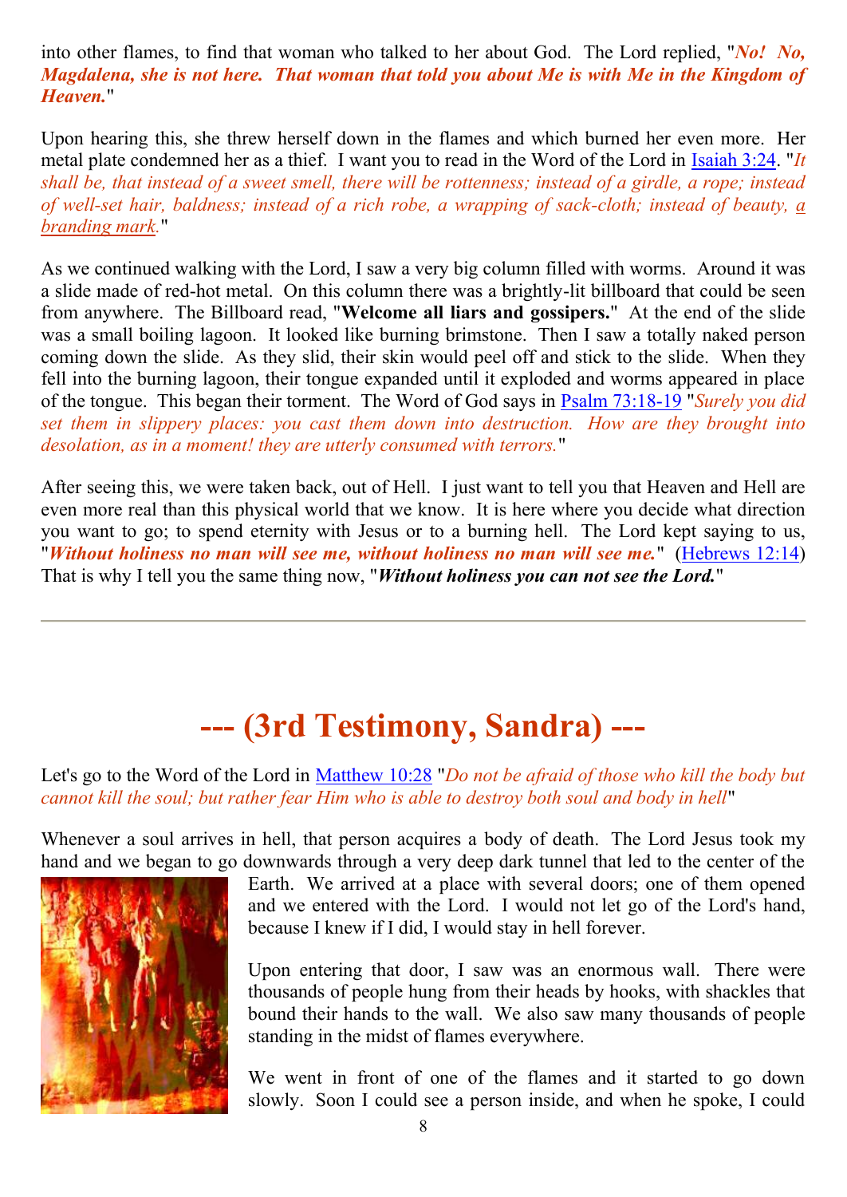into other flames, to find that woman who talked to her about God. The Lord replied, "***No! No, Magdalena, she is not here. That woman that told you about Me is with Me in the Kingdom of Heaven.***"

Upon hearing this, she threw herself down in the flames and which burned her even more. Her metal plate condemned her as a thief. I want you to read in the Word of the Lord in Isaiah 3:24. "*It shall be, that instead of a sweet smell, there will be rottenness; instead of a girdle, a rope; instead of well-set hair, baldness; instead of a rich robe, a wrapping of sack-cloth; instead of beauty, a branding mark.*"

As we continued walking with the Lord, I saw a very big column filled with worms. Around it was a slide made of red-hot metal. On this column there was a brightly-lit billboard that could be seen from anywhere. The Billboard read, "**Welcome all liars and gossipers.**" At the end of the slide was a small boiling lagoon. It looked like burning brimstone. Then I saw a totally naked person coming down the slide. As they slid, their skin would peel off and stick to the slide. When they fell into the burning lagoon, their tongue expanded until it exploded and worms appeared in place of the tongue. This began their torment. The Word of God says in Psalm 73:18-19 "*Surely you did set them in slippery places: you cast them down into destruction. How are they brought into desolation, as in a moment! they are utterly consumed with terrors.*"

After seeing this, we were taken back, out of Hell. I just want to tell you that Heaven and Hell are even more real than this physical world that we know. It is here where you decide what direction you want to go; to spend eternity with Jesus or to a burning hell. The Lord kept saying to us, "***Without holiness no man will see me, without holiness no man will see me.***" (Hebrews 12:14) That is why I tell you the same thing now, "***Without holiness you can not see the Lord.***"

---

# --- (3rd Testimony, Sandra) ---

Let's go to the Word of the Lord in Matthew 10:28 "*Do not be afraid of those who kill the body but cannot kill the soul; but rather fear Him who is able to destroy both soul and body in hell*"

Whenever a soul arrives in hell, that person acquires a body of death. The Lord Jesus took my hand and we began to go downwards through a very deep dark tunnel that led to the center of the Earth. We arrived at a place with several doors; one of them opened and we entered with the Lord. I would not let go of the Lord's hand, because I knew if I did, I would stay in hell forever.

Upon entering that door, I saw was an enormous wall. There were thousands of people hung from their heads by hooks, with shackles that bound their hands to the wall. We also saw many thousands of people standing in the midst of flames everywhere.

We went in front of one of the flames and it started to go down slowly. Soon I could see a person inside, and when he spoke, I could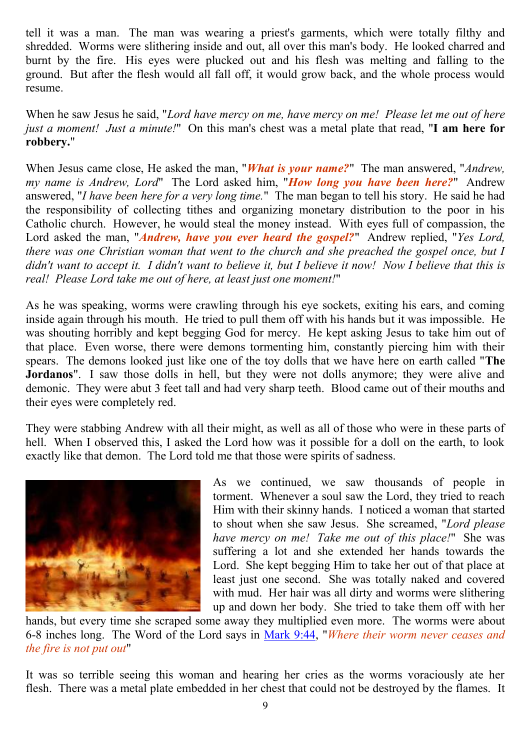tell it was a man. The man was wearing a priest's garments, which were totally filthy and shredded. Worms were slithering inside and out, all over this man's body. He looked charred and burnt by the fire. His eyes were plucked out and his flesh was melting and falling to the ground. But after the flesh would all fall off, it would grow back, and the whole process would resume.

When he saw Jesus he said, "*Lord have mercy on me, have mercy on me! Please let me out of here just a moment! Just a minute!*" On this man's chest was a metal plate that read, "**I am here for robbery.**"

When Jesus came close, He asked the man, "***What is your name?***" The man answered, "*Andrew, my name is Andrew, Lord*" The Lord asked him, "***How long you have been here?***" Andrew answered, "*I have been here for a very long time.*" The man began to tell his story. He said he had the responsibility of collecting tithes and organizing monetary distribution to the poor in his Catholic church. However, he would steal the money instead. With eyes full of compassion, the Lord asked the man, "***Andrew, have you ever heard the gospel?***" Andrew replied, "*Yes Lord, there was one Christian woman that went to the church and she preached the gospel once, but I didn't want to accept it. I didn't want to believe it, but I believe it now! Now I believe that this is real! Please Lord take me out of here, at least just one moment!*"

As he was speaking, worms were crawling through his eye sockets, exiting his ears, and coming inside again through his mouth. He tried to pull them off with his hands but it was impossible. He was shouting horribly and kept begging God for mercy. He kept asking Jesus to take him out of that place. Even worse, there were demons tormenting him, constantly piercing him with their spears. The demons looked just like one of the toy dolls that we have here on earth called "**The Jordanos**". I saw those dolls in hell, but they were not dolls anymore; they were alive and demonic. They were abut 3 feet tall and had very sharp teeth. Blood came out of their mouths and their eyes were completely red.

They were stabbing Andrew with all their might, as well as all of those who were in these parts of hell. When I observed this, I asked the Lord how was it possible for a doll on the earth, to look exactly like that demon. The Lord told me that those were spirits of sadness.

As we continued, we saw thousands of people in torment. Whenever a soul saw the Lord, they tried to reach Him with their skinny hands. I noticed a woman that started to shout when she saw Jesus. She screamed, "*Lord please have mercy on me! Take me out of this place!*" She was suffering a lot and she extended her hands towards the Lord. She kept begging Him to take her out of that place at least just one second. She was totally naked and covered with mud. Her hair was all dirty and worms were slithering up and down her body. She tried to take them off with her hands, but every time she scraped some away they multiplied even more. The worms were about 6-8 inches long. The Word of the Lord says in [Mark 9:44](), "*Where their worm never ceases and the fire is not put out*"

It was so terrible seeing this woman and hearing her cries as the worms voraciously ate her flesh. There was a metal plate embedded in her chest that could not be destroyed by the flames. It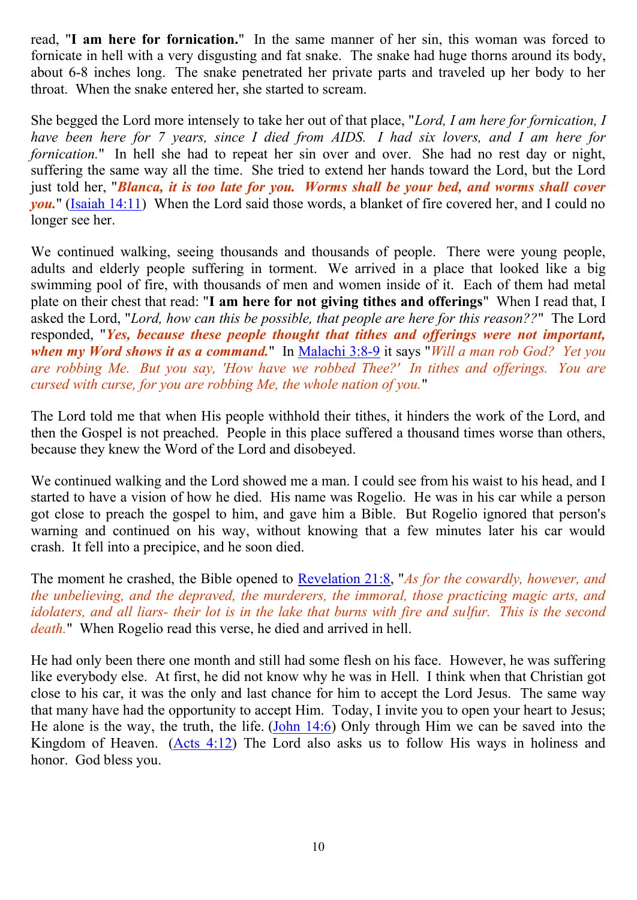read, "**I am here for fornication.**" In the same manner of her sin, this woman was forced to fornicate in hell with a very disgusting and fat snake. The snake had huge thorns around its body, about 6-8 inches long. The snake penetrated her private parts and traveled up her body to her throat. When the snake entered her, she started to scream.

She begged the Lord more intensely to take her out of that place, "*Lord, I am here for fornication, I have been here for 7 years, since I died from AIDS. I had six lovers, and I am here for fornication.*" In hell she had to repeat her sin over and over. She had no rest day or night, suffering the same way all the time. She tried to extend her hands toward the Lord, but the Lord just told her, "***Blanca, it is too late for you. Worms shall be your bed, and worms shall cover you.***" (Isaiah 14:11) When the Lord said those words, a blanket of fire covered her, and I could no longer see her.

We continued walking, seeing thousands and thousands of people. There were young people, adults and elderly people suffering in torment. We arrived in a place that looked like a big swimming pool of fire, with thousands of men and women inside of it. Each of them had metal plate on their chest that read: "**I am here for not giving tithes and offerings**" When I read that, I asked the Lord, "*Lord, how can this be possible, that people are here for this reason??*" The Lord responded, "***Yes, because these people thought that tithes and offerings were not important, when my Word shows it as a command.***" In Malachi 3:8-9 it says "*Will a man rob God? Yet you are robbing Me. But you say, 'How have we robbed Thee?' In tithes and offerings. You are cursed with curse, for you are robbing Me, the whole nation of you.*"

The Lord told me that when His people withhold their tithes, it hinders the work of the Lord, and then the Gospel is not preached. People in this place suffered a thousand times worse than others, because they knew the Word of the Lord and disobeyed.

We continued walking and the Lord showed me a man. I could see from his waist to his head, and I started to have a vision of how he died. His name was Rogelio. He was in his car while a person got close to preach the gospel to him, and gave him a Bible. But Rogelio ignored that person's warning and continued on his way, without knowing that a few minutes later his car would crash. It fell into a precipice, and he soon died.

The moment he crashed, the Bible opened to Revelation 21:8, "*As for the cowardly, however, and the unbelieving, and the depraved, the murderers, the immoral, those practicing magic arts, and idolaters, and all liars- their lot is in the lake that burns with fire and sulfur. This is the second death.*" When Rogelio read this verse, he died and arrived in hell.

He had only been there one month and still had some flesh on his face. However, he was suffering like everybody else. At first, he did not know why he was in Hell. I think when that Christian got close to his car, it was the only and last chance for him to accept the Lord Jesus. The same way that many have had the opportunity to accept Him. Today, I invite you to open your heart to Jesus; He alone is the way, the truth, the life. (John 14:6) Only through Him we can be saved into the Kingdom of Heaven. (Acts 4:12) The Lord also asks us to follow His ways in holiness and honor. God bless you.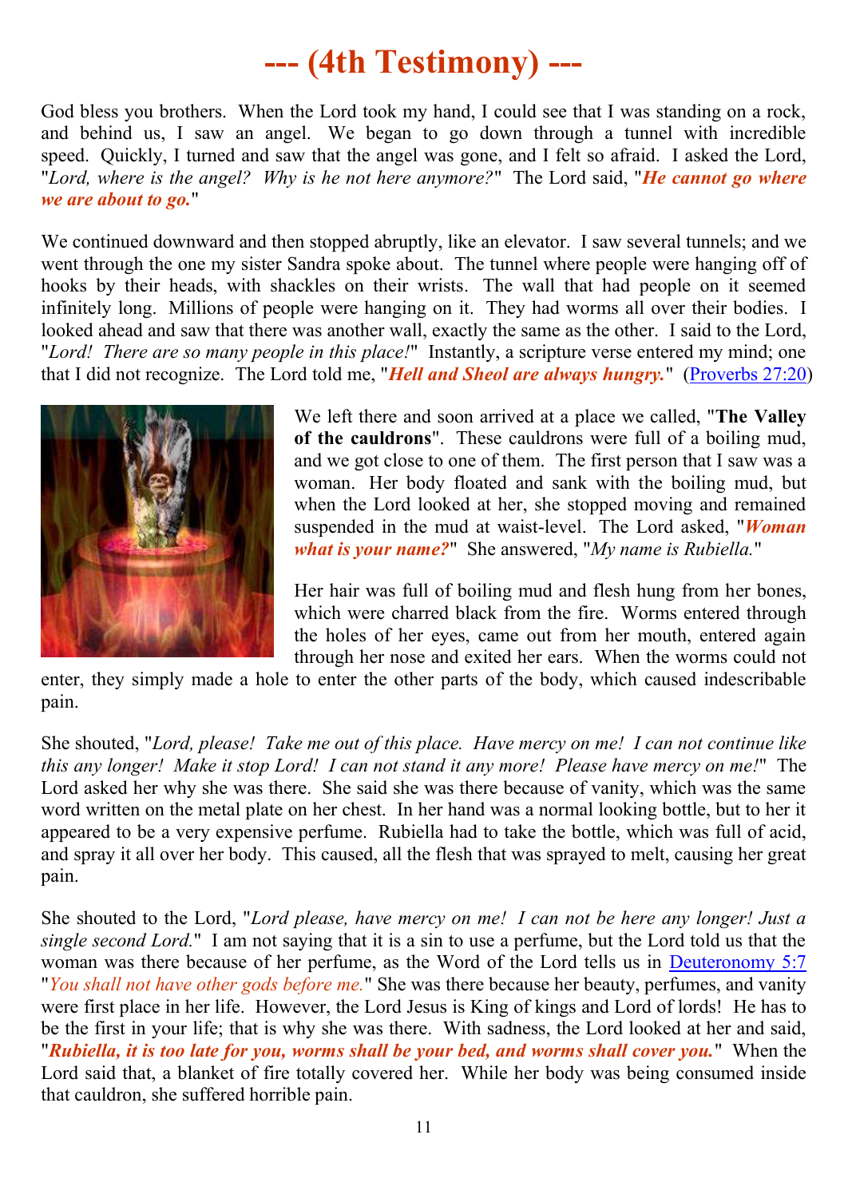# --- (4th Testimony) ---

God bless you brothers. When the Lord took my hand, I could see that I was standing on a rock, and behind us, I saw an angel. We began to go down through a tunnel with incredible speed. Quickly, I turned and saw that the angel was gone, and I felt so afraid. I asked the Lord, "*Lord, where is the angel? Why is he not here anymore?*" The Lord said, "***He cannot go where we are about to go.***"

We continued downward and then stopped abruptly, like an elevator. I saw several tunnels; and we went through the one my sister Sandra spoke about. The tunnel where people were hanging off of hooks by their heads, with shackles on their wrists. The wall that had people on it seemed infinitely long. Millions of people were hanging on it. They had worms all over their bodies. I looked ahead and saw that there was another wall, exactly the same as the other. I said to the Lord, "*Lord! There are so many people in this place!*" Instantly, a scripture verse entered my mind; one that I did not recognize. The Lord told me, "***Hell and Sheol are always hungry.***" (Proverbs 27:20)

We left there and soon arrived at a place we called, "**The Valley of the cauldrons**". These cauldrons were full of a boiling mud, and we got close to one of them. The first person that I saw was a woman. Her body floated and sank with the boiling mud, but when the Lord looked at her, she stopped moving and remained suspended in the mud at waist-level. The Lord asked, "***Woman what is your name?***" She answered, "*My name is Rubiella.*"

Her hair was full of boiling mud and flesh hung from her bones, which were charred black from the fire. Worms entered through the holes of her eyes, came out from her mouth, entered again through her nose and exited her ears. When the worms could not enter, they simply made a hole to enter the other parts of the body, which caused indescribable pain.

She shouted, "*Lord, please! Take me out of this place. Have mercy on me! I can not continue like this any longer! Make it stop Lord! I can not stand it any more! Please have mercy on me!*" The Lord asked her why she was there. She said she was there because of vanity, which was the same word written on the metal plate on her chest. In her hand was a normal looking bottle, but to her it appeared to be a very expensive perfume. Rubiella had to take the bottle, which was full of acid, and spray it all over her body. This caused, all the flesh that was sprayed to melt, causing her great pain.

She shouted to the Lord, "*Lord please, have mercy on me! I can not be here any longer! Just a single second Lord.*" I am not saying that it is a sin to use a perfume, but the Lord told us that the woman was there because of her perfume, as the Word of the Lord tells us in Deuteronomy 5:7 "*You shall not have other gods before me.*" She was there because her beauty, perfumes, and vanity were first place in her life. However, the Lord Jesus is King of kings and Lord of lords! He has to be the first in your life; that is why she was there. With sadness, the Lord looked at her and said, "***Rubiella, it is too late for you, worms shall be your bed, and worms shall cover you.***" When the Lord said that, a blanket of fire totally covered her. While her body was being consumed inside that cauldron, she suffered horrible pain.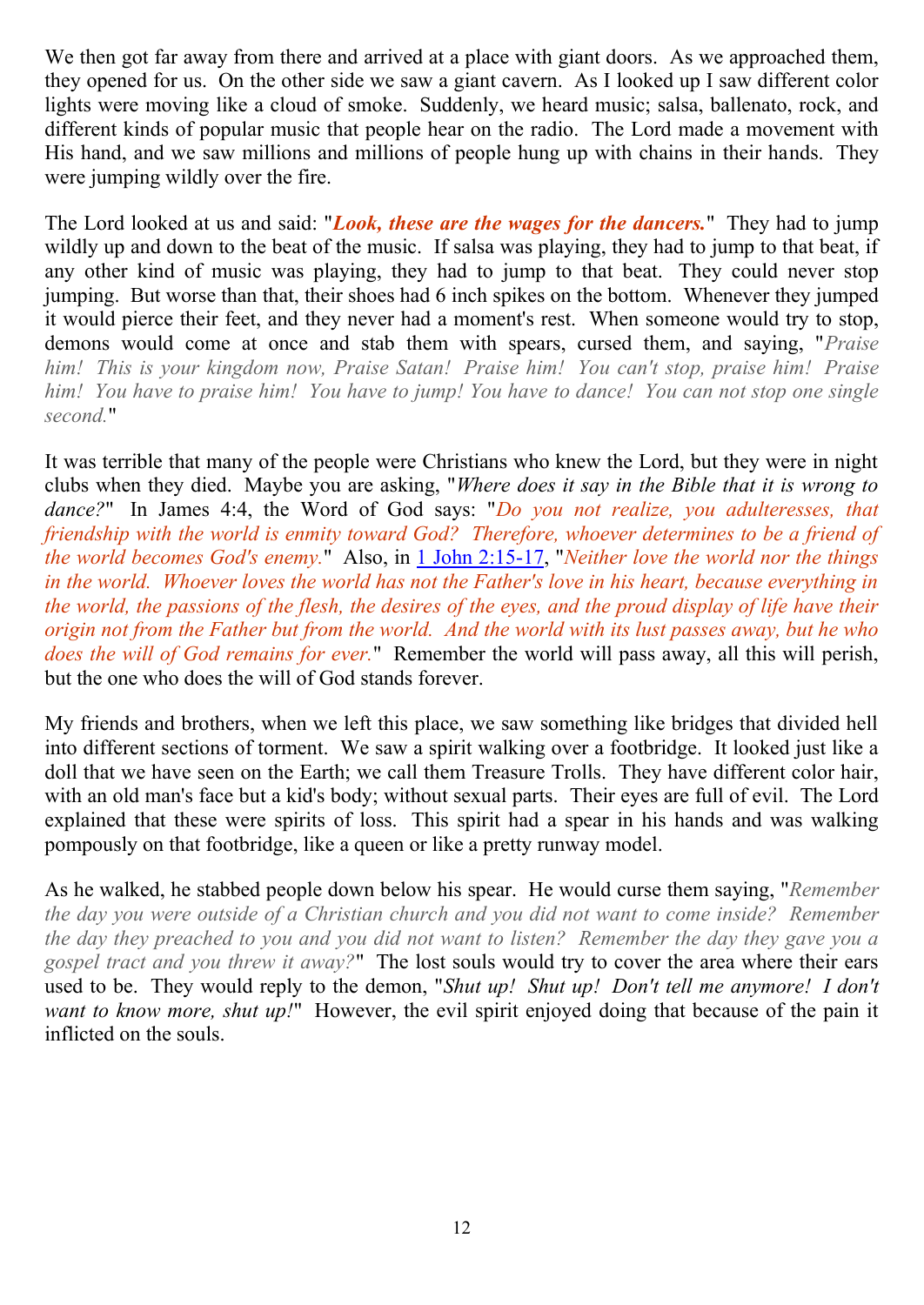We then got far away from there and arrived at a place with giant doors. As we approached them, they opened for us. On the other side we saw a giant cavern. As I looked up I saw different color lights were moving like a cloud of smoke. Suddenly, we heard music; salsa, ballenato, rock, and different kinds of popular music that people hear on the radio. The Lord made a movement with His hand, and we saw millions and millions of people hung up with chains in their hands. They were jumping wildly over the fire.

The Lord looked at us and said: "***Look, these are the wages for the dancers.***" They had to jump wildly up and down to the beat of the music. If salsa was playing, they had to jump to that beat, if any other kind of music was playing, they had to jump to that beat. They could never stop jumping. But worse than that, their shoes had 6 inch spikes on the bottom. Whenever they jumped it would pierce their feet, and they never had a moment's rest. When someone would try to stop, demons would come at once and stab them with spears, cursed them, and saying, "*Praise him! This is your kingdom now, Praise Satan! Praise him! You can't stop, praise him! Praise him! You have to praise him! You have to jump! You have to dance! You can not stop one single second.*"

It was terrible that many of the people were Christians who knew the Lord, but they were in night clubs when they died. Maybe you are asking, "*Where does it say in the Bible that it is wrong to dance?*" In James 4:4, the Word of God says: "*Do you not realize, you adulteresses, that friendship with the world is enmity toward God? Therefore, whoever determines to be a friend of the world becomes God's enemy.*" Also, in 1 John 2:15-17, "*Neither love the world nor the things in the world. Whoever loves the world has not the Father's love in his heart, because everything in the world, the passions of the flesh, the desires of the eyes, and the proud display of life have their origin not from the Father but from the world. And the world with its lust passes away, but he who does the will of God remains for ever.*" Remember the world will pass away, all this will perish, but the one who does the will of God stands forever.

My friends and brothers, when we left this place, we saw something like bridges that divided hell into different sections of torment. We saw a spirit walking over a footbridge. It looked just like a doll that we have seen on the Earth; we call them Treasure Trolls. They have different color hair, with an old man's face but a kid's body; without sexual parts. Their eyes are full of evil. The Lord explained that these were spirits of loss. This spirit had a spear in his hands and was walking pompously on that footbridge, like a queen or like a pretty runway model.

As he walked, he stabbed people down below his spear. He would curse them saying, "*Remember the day you were outside of a Christian church and you did not want to come inside? Remember the day they preached to you and you did not want to listen? Remember the day they gave you a gospel tract and you threw it away?*" The lost souls would try to cover the area where their ears used to be. They would reply to the demon, "*Shut up! Shut up! Don't tell me anymore! I don't want to know more, shut up!*" However, the evil spirit enjoyed doing that because of the pain it inflicted on the souls.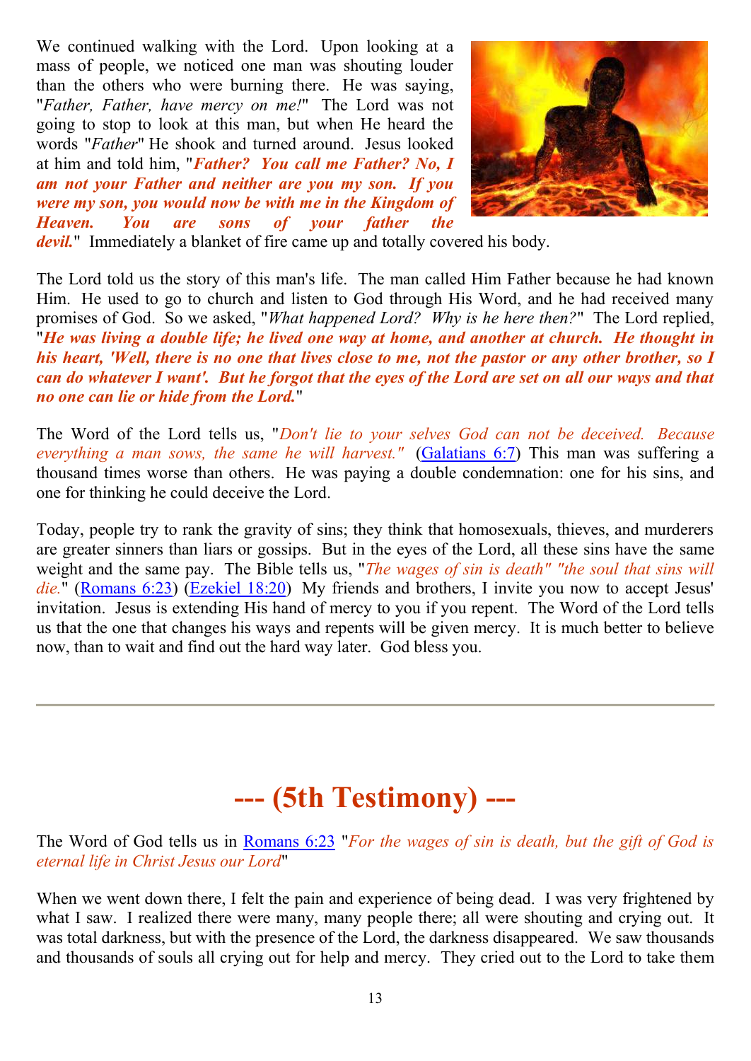We continued walking with the Lord. Upon looking at a mass of people, we noticed one man was shouting louder than the others who were burning there. He was saying, "*Father, Father, have mercy on me!*" The Lord was not going to stop to look at this man, but when He heard the words "*Father*" He shook and turned around. Jesus looked at him and told him, "***Father? You call me Father? No, I am not your Father and neither are you my son. If you were my son, you would now be with me in the Kingdom of Heaven. You are sons of your father the devil.***" Immediately a blanket of fire came up and totally covered his body.

The Lord told us the story of this man's life. The man called Him Father because he had known Him. He used to go to church and listen to God through His Word, and he had received many promises of God. So we asked, "*What happened Lord? Why is he here then?*" The Lord replied, "***He was living a double life; he lived one way at home, and another at church. He thought in his heart, 'Well, there is no one that lives close to me, not the pastor or any other brother, so I can do whatever I want'. But he forgot that the eyes of the Lord are set on all our ways and that no one can lie or hide from the Lord.***"

The Word of the Lord tells us, "*Don't lie to your selves God can not be deceived. Because everything a man sows, the same he will harvest."* (Galatians 6:7) This man was suffering a thousand times worse than others. He was paying a double condemnation: one for his sins, and one for thinking he could deceive the Lord.

Today, people try to rank the gravity of sins; they think that homosexuals, thieves, and murderers are greater sinners than liars or gossips. But in the eyes of the Lord, all these sins have the same weight and the same pay. The Bible tells us, "*The wages of sin is death" "the soul that sins will die.*" (Romans 6:23) (Ezekiel 18:20) My friends and brothers, I invite you now to accept Jesus' invitation. Jesus is extending His hand of mercy to you if you repent. The Word of the Lord tells us that the one that changes his ways and repents will be given mercy. It is much better to believe now, than to wait and find out the hard way later. God bless you.

---

# --- (5th Testimony) ---

The Word of God tells us in Romans 6:23 "*For the wages of sin is death, but the gift of God is eternal life in Christ Jesus our Lord*"

When we went down there, I felt the pain and experience of being dead. I was very frightened by what I saw. I realized there were many, many people there; all were shouting and crying out. It was total darkness, but with the presence of the Lord, the darkness disappeared. We saw thousands and thousands of souls all crying out for help and mercy. They cried out to the Lord to take them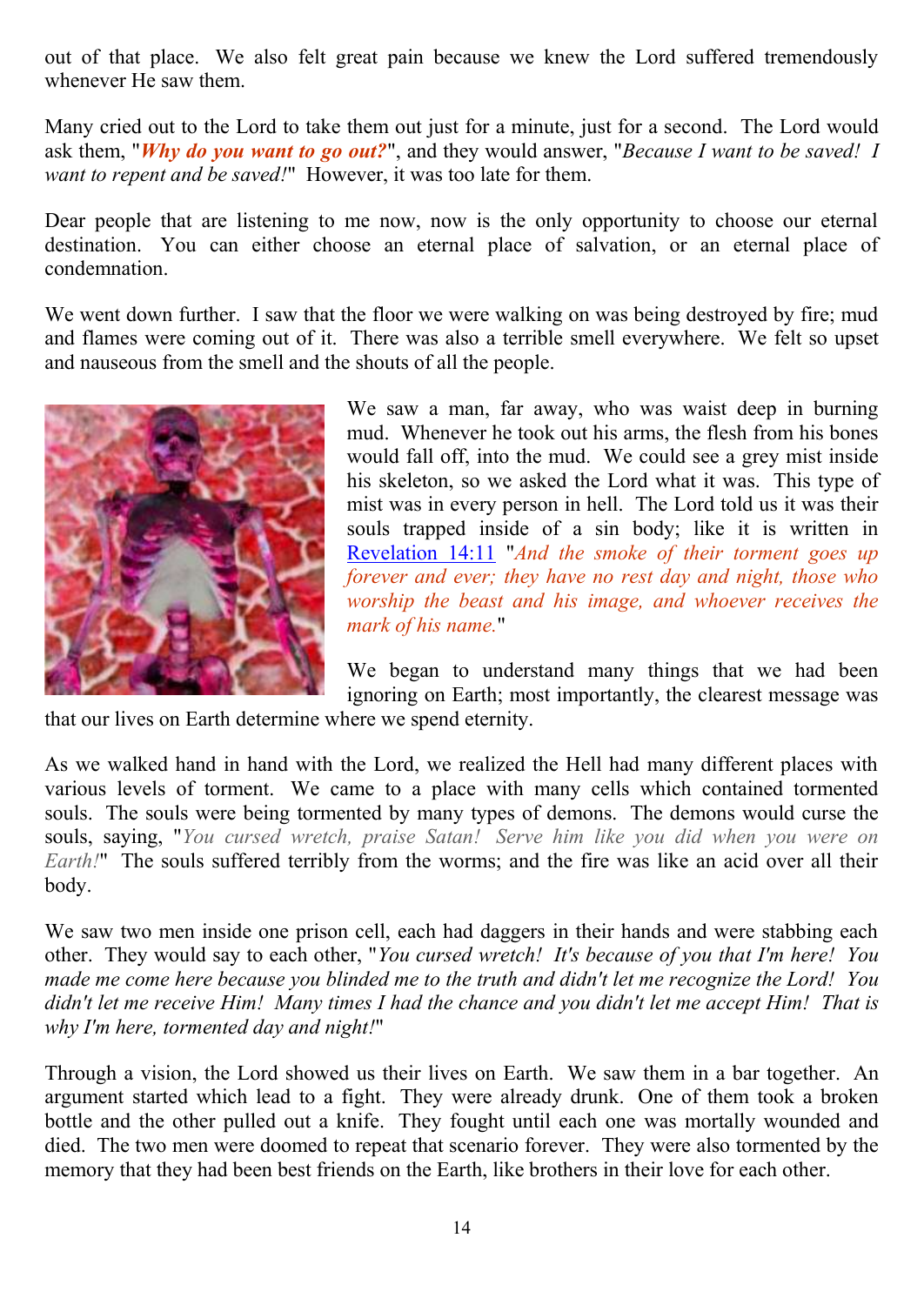out of that place. We also felt great pain because we knew the Lord suffered tremendously whenever He saw them.

Many cried out to the Lord to take them out just for a minute, just for a second. The Lord would ask them, "***Why do you want to go out?***", and they would answer, "*Because I want to be saved! I want to repent and be saved!*" However, it was too late for them.

Dear people that are listening to me now, now is the only opportunity to choose our eternal destination. You can either choose an eternal place of salvation, or an eternal place of condemnation.

We went down further. I saw that the floor we were walking on was being destroyed by fire; mud and flames were coming out of it. There was also a terrible smell everywhere. We felt so upset and nauseous from the smell and the shouts of all the people.

We saw a man, far away, who was waist deep in burning mud. Whenever he took out his arms, the flesh from his bones would fall off, into the mud. We could see a grey mist inside his skeleton, so we asked the Lord what it was. This type of mist was in every person in hell. The Lord told us it was their souls trapped inside of a sin body; like it is written in Revelation 14:11 "*And the smoke of their torment goes up forever and ever; they have no rest day and night, those who worship the beast and his image, and whoever receives the mark of his name.*"

We began to understand many things that we had been ignoring on Earth; most importantly, the clearest message was that our lives on Earth determine where we spend eternity.

As we walked hand in hand with the Lord, we realized the Hell had many different places with various levels of torment. We came to a place with many cells which contained tormented souls. The souls were being tormented by many types of demons. The demons would curse the souls, saying, "*You cursed wretch, praise Satan! Serve him like you did when you were on Earth!*" The souls suffered terribly from the worms; and the fire was like an acid over all their body.

We saw two men inside one prison cell, each had daggers in their hands and were stabbing each other. They would say to each other, "*You cursed wretch! It's because of you that I'm here! You made me come here because you blinded me to the truth and didn't let me recognize the Lord! You didn't let me receive Him! Many times I had the chance and you didn't let me accept Him! That is why I'm here, tormented day and night!*"

Through a vision, the Lord showed us their lives on Earth. We saw them in a bar together. An argument started which lead to a fight. They were already drunk. One of them took a broken bottle and the other pulled out a knife. They fought until each one was mortally wounded and died. The two men were doomed to repeat that scenario forever. They were also tormented by the memory that they had been best friends on the Earth, like brothers in their love for each other.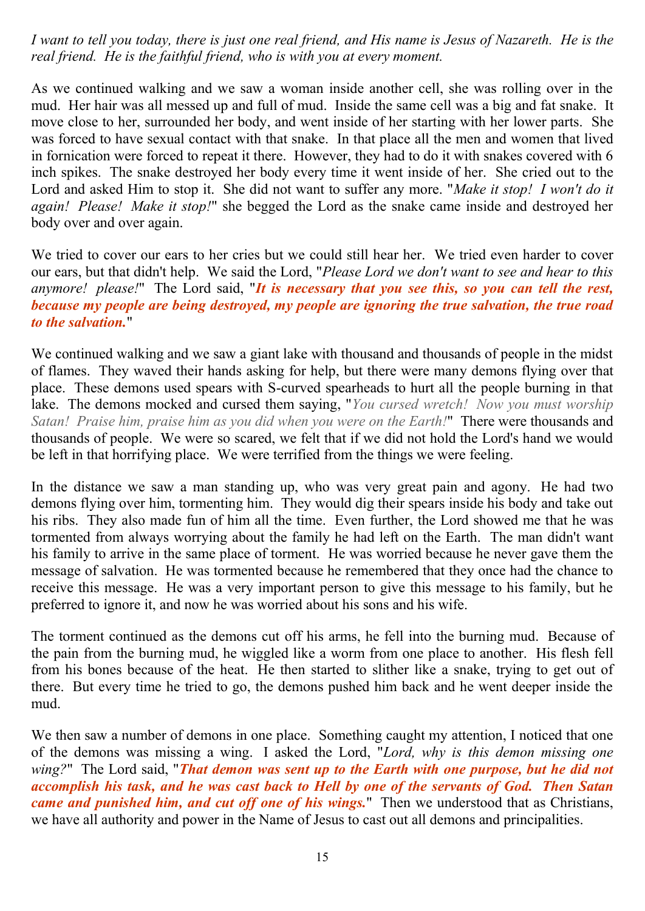*I want to tell you today, there is just one real friend, and His name is Jesus of Nazareth. He is the real friend. He is the faithful friend, who is with you at every moment.*

As we continued walking and we saw a woman inside another cell, she was rolling over in the mud. Her hair was all messed up and full of mud. Inside the same cell was a big and fat snake. It move close to her, surrounded her body, and went inside of her starting with her lower parts. She was forced to have sexual contact with that snake. In that place all the men and women that lived in fornication were forced to repeat it there. However, they had to do it with snakes covered with 6 inch spikes. The snake destroyed her body every time it went inside of her. She cried out to the Lord and asked Him to stop it. She did not want to suffer any more. "*Make it stop! I won't do it again! Please! Make it stop!*" she begged the Lord as the snake came inside and destroyed her body over and over again.

We tried to cover our ears to her cries but we could still hear her. We tried even harder to cover our ears, but that didn't help. We said the Lord, "*Please Lord we don't want to see and hear to this anymore! please!*" The Lord said, "***It is necessary that you see this, so you can tell the rest, because my people are being destroyed, my people are ignoring the true salvation, the true road to the salvation.***"

We continued walking and we saw a giant lake with thousand and thousands of people in the midst of flames. They waved their hands asking for help, but there were many demons flying over that place. These demons used spears with S-curved spearheads to hurt all the people burning in that lake. The demons mocked and cursed them saying, "*You cursed wretch! Now you must worship Satan! Praise him, praise him as you did when you were on the Earth!*" There were thousands and thousands of people. We were so scared, we felt that if we did not hold the Lord's hand we would be left in that horrifying place. We were terrified from the things we were feeling.

In the distance we saw a man standing up, who was very great pain and agony. He had two demons flying over him, tormenting him. They would dig their spears inside his body and take out his ribs. They also made fun of him all the time. Even further, the Lord showed me that he was tormented from always worrying about the family he had left on the Earth. The man didn't want his family to arrive in the same place of torment. He was worried because he never gave them the message of salvation. He was tormented because he remembered that they once had the chance to receive this message. He was a very important person to give this message to his family, but he preferred to ignore it, and now he was worried about his sons and his wife.

The torment continued as the demons cut off his arms, he fell into the burning mud. Because of the pain from the burning mud, he wiggled like a worm from one place to another. His flesh fell from his bones because of the heat. He then started to slither like a snake, trying to get out of there. But every time he tried to go, the demons pushed him back and he went deeper inside the mud.

We then saw a number of demons in one place. Something caught my attention, I noticed that one of the demons was missing a wing. I asked the Lord, "*Lord, why is this demon missing one wing?*" The Lord said, "***That demon was sent up to the Earth with one purpose, but he did not accomplish his task, and he was cast back to Hell by one of the servants of God. Then Satan came and punished him, and cut off one of his wings.***" Then we understood that as Christians, we have all authority and power in the Name of Jesus to cast out all demons and principalities.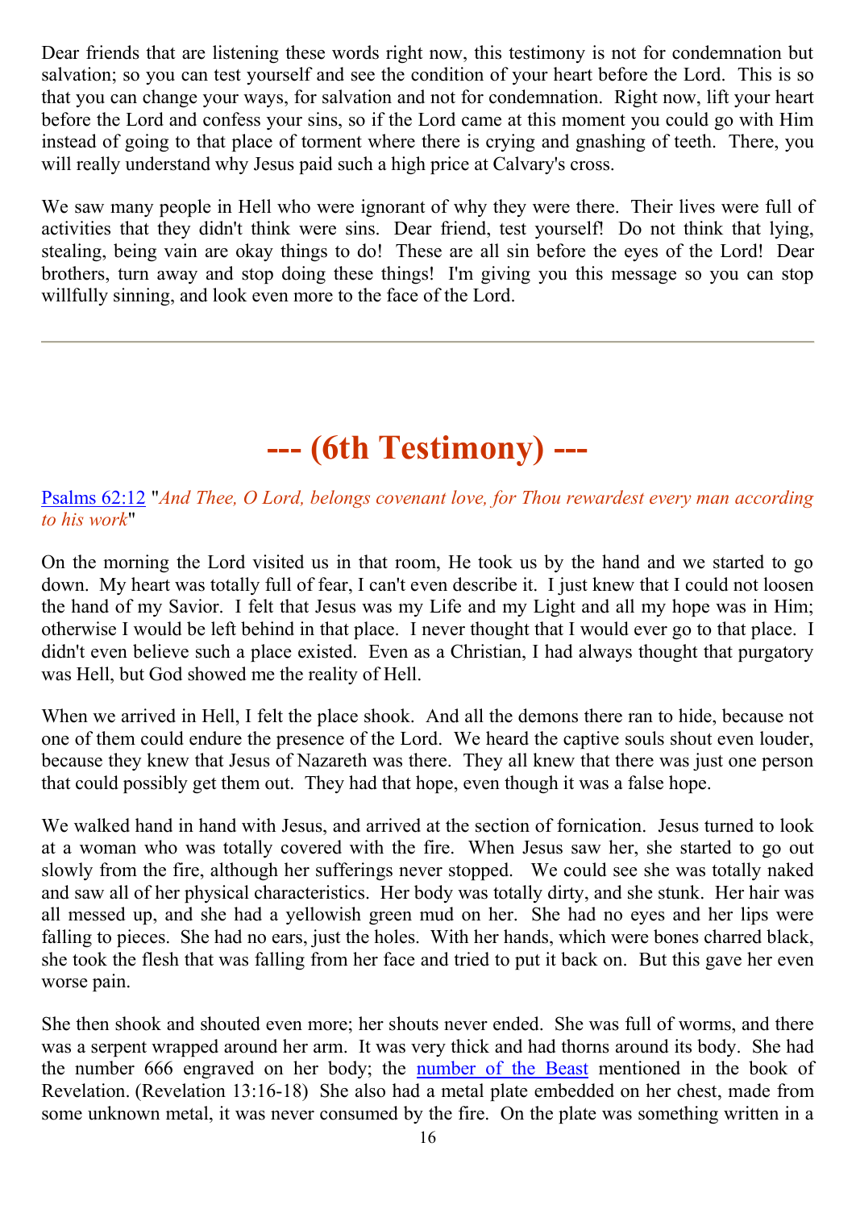Dear friends that are listening these words right now, this testimony is not for condemnation but salvation; so you can test yourself and see the condition of your heart before the Lord. This is so that you can change your ways, for salvation and not for condemnation. Right now, lift your heart before the Lord and confess your sins, so if the Lord came at this moment you could go with Him instead of going to that place of torment where there is crying and gnashing of teeth. There, you will really understand why Jesus paid such a high price at Calvary's cross.

We saw many people in Hell who were ignorant of why they were there. Their lives were full of activities that they didn't think were sins. Dear friend, test yourself! Do not think that lying, stealing, being vain are okay things to do! These are all sin before the eyes of the Lord! Dear brothers, turn away and stop doing these things! I'm giving you this message so you can stop willfully sinning, and look even more to the face of the Lord.

---

# --- (6th Testimony) ---

Psalms 62:12 "*And Thee, O Lord, belongs covenant love, for Thou rewardest every man according to his work*"

On the morning the Lord visited us in that room, He took us by the hand and we started to go down. My heart was totally full of fear, I can't even describe it. I just knew that I could not loosen the hand of my Savior. I felt that Jesus was my Life and my Light and all my hope was in Him; otherwise I would be left behind in that place. I never thought that I would ever go to that place. I didn't even believe such a place existed. Even as a Christian, I had always thought that purgatory was Hell, but God showed me the reality of Hell.

When we arrived in Hell, I felt the place shook. And all the demons there ran to hide, because not one of them could endure the presence of the Lord. We heard the captive souls shout even louder, because they knew that Jesus of Nazareth was there. They all knew that there was just one person that could possibly get them out. They had that hope, even though it was a false hope.

We walked hand in hand with Jesus, and arrived at the section of fornication. Jesus turned to look at a woman who was totally covered with the fire. When Jesus saw her, she started to go out slowly from the fire, although her sufferings never stopped. We could see she was totally naked and saw all of her physical characteristics. Her body was totally dirty, and she stunk. Her hair was all messed up, and she had a yellowish green mud on her. She had no eyes and her lips were falling to pieces. She had no ears, just the holes. With her hands, which were bones charred black, she took the flesh that was falling from her face and tried to put it back on. But this gave her even worse pain.

She then shook and shouted even more; her shouts never ended. She was full of worms, and there was a serpent wrapped around her arm. It was very thick and had thorns around its body. She had the number 666 engraved on her body; the number of the Beast mentioned in the book of Revelation. (Revelation 13:16-18) She also had a metal plate embedded on her chest, made from some unknown metal, it was never consumed by the fire. On the plate was something written in a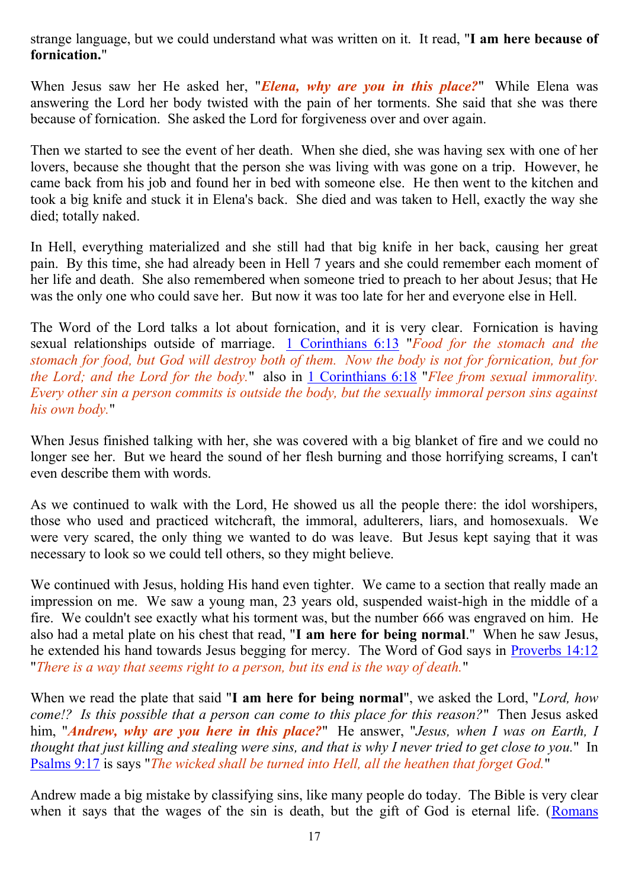strange language, but we could understand what was written on it. It read, "**I am here because of fornication.**"

When Jesus saw her He asked her, "***Elena, why are you in this place?***" While Elena was answering the Lord her body twisted with the pain of her torments. She said that she was there because of fornication. She asked the Lord for forgiveness over and over again.

Then we started to see the event of her death. When she died, she was having sex with one of her lovers, because she thought that the person she was living with was gone on a trip. However, he came back from his job and found her in bed with someone else. He then went to the kitchen and took a big knife and stuck it in Elena's back. She died and was taken to Hell, exactly the way she died; totally naked.

In Hell, everything materialized and she still had that big knife in her back, causing her great pain. By this time, she had already been in Hell 7 years and she could remember each moment of her life and death. She also remembered when someone tried to preach to her about Jesus; that He was the only one who could save her. But now it was too late for her and everyone else in Hell.

The Word of the Lord talks a lot about fornication, and it is very clear. Fornication is having sexual relationships outside of marriage. 1 Corinthians 6:13 "*Food for the stomach and the stomach for food, but God will destroy both of them. Now the body is not for fornication, but for the Lord; and the Lord for the body.*" also in 1 Corinthians 6:18 "*Flee from sexual immorality. Every other sin a person commits is outside the body, but the sexually immoral person sins against his own body.*"

When Jesus finished talking with her, she was covered with a big blanket of fire and we could no longer see her. But we heard the sound of her flesh burning and those horrifying screams, I can't even describe them with words.

As we continued to walk with the Lord, He showed us all the people there: the idol worshipers, those who used and practiced witchcraft, the immoral, adulterers, liars, and homosexuals. We were very scared, the only thing we wanted to do was leave. But Jesus kept saying that it was necessary to look so we could tell others, so they might believe.

We continued with Jesus, holding His hand even tighter. We came to a section that really made an impression on me. We saw a young man, 23 years old, suspended waist-high in the middle of a fire. We couldn't see exactly what his torment was, but the number 666 was engraved on him. He also had a metal plate on his chest that read, "**I am here for being normal**." When he saw Jesus, he extended his hand towards Jesus begging for mercy. The Word of God says in Proverbs 14:12 "*There is a way that seems right to a person, but its end is the way of death.*"

When we read the plate that said "**I am here for being normal**", we asked the Lord, "*Lord, how come!? Is this possible that a person can come to this place for this reason?*" Then Jesus asked him, "***Andrew, why are you here in this place?***" He answer, "*Jesus, when I was on Earth, I thought that just killing and stealing were sins, and that is why I never tried to get close to you.*" In Psalms 9:17 is says "*The wicked shall be turned into Hell, all the heathen that forget God.*"

Andrew made a big mistake by classifying sins, like many people do today. The Bible is very clear when it says that the wages of the sin is death, but the gift of God is eternal life. (Romans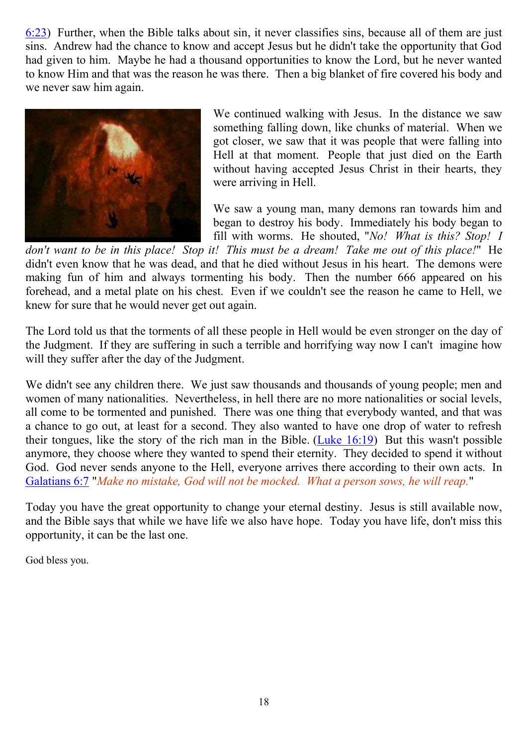6:23) Further, when the Bible talks about sin, it never classifies sins, because all of them are just sins. Andrew had the chance to know and accept Jesus but he didn't take the opportunity that God had given to him. Maybe he had a thousand opportunities to know the Lord, but he never wanted to know Him and that was the reason he was there. Then a big blanket of fire covered his body and we never saw him again.

We continued walking with Jesus. In the distance we saw something falling down, like chunks of material. When we got closer, we saw that it was people that were falling into Hell at that moment. People that just died on the Earth without having accepted Jesus Christ in their hearts, they were arriving in Hell.

We saw a young man, many demons ran towards him and began to destroy his body. Immediately his body began to fill with worms. He shouted, "*No! What is this? Stop! I don't want to be in this place! Stop it! This must be a dream! Take me out of this place!*" He didn't even know that he was dead, and that he died without Jesus in his heart. The demons were making fun of him and always tormenting his body. Then the number 666 appeared on his forehead, and a metal plate on his chest. Even if we couldn't see the reason he came to Hell, we knew for sure that he would never get out again.

The Lord told us that the torments of all these people in Hell would be even stronger on the day of the Judgment. If they are suffering in such a terrible and horrifying way now I can't imagine how will they suffer after the day of the Judgment.

We didn't see any children there. We just saw thousands and thousands of young people; men and women of many nationalities. Nevertheless, in hell there are no more nationalities or social levels, all come to be tormented and punished. There was one thing that everybody wanted, and that was a chance to go out, at least for a second. They also wanted to have one drop of water to refresh their tongues, like the story of the rich man in the Bible. (Luke 16:19) But this wasn't possible anymore, they choose where they wanted to spend their eternity. They decided to spend it without God. God never sends anyone to the Hell, everyone arrives there according to their own acts. In Galatians 6:7 "*Make no mistake, God will not be mocked. What a person sows, he will reap.*"

Today you have the great opportunity to change your eternal destiny. Jesus is still available now, and the Bible says that while we have life we also have hope. Today you have life, don't miss this opportunity, it can be the last one.

God bless you.